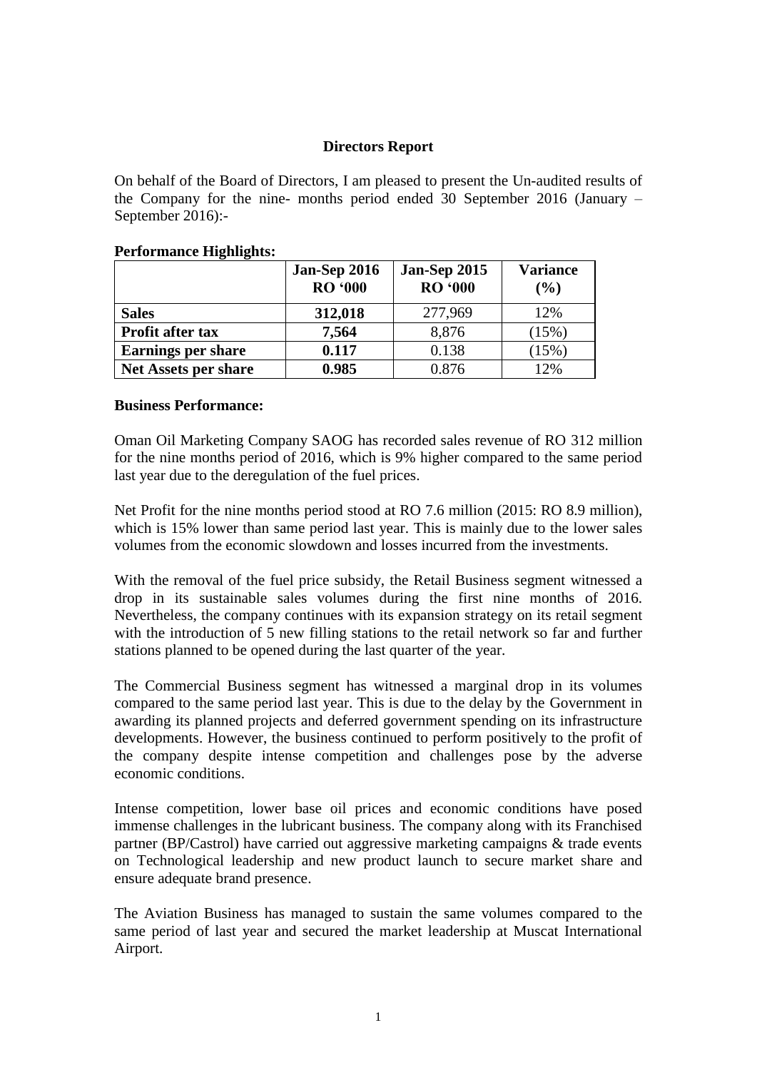# Directors Report

On behalf of the Board of Directors, I am pleased to present the Un-audited results of the Company for the nine- months period ended 30 September 2016 (January – September 2016):-

**Performance Highlights:**

| | **Jan-Sep 2016 RO '000** | **Jan-Sep 2015 RO '000** | **Variance (%)** |
|---|---|---|---|
| **Sales** | **312,018** | 277,969 | 12% |
| **Profit after tax** | **7,564** | 8,876 | (15%) |
| **Earnings per share** | **0.117** | 0.138 | (15%) |
| **Net Assets per share** | **0.985** | 0.876 | 12% |

**Business Performance:**

Oman Oil Marketing Company SAOG has recorded sales revenue of RO 312 million for the nine months period of 2016, which is 9% higher compared to the same period last year due to the deregulation of the fuel prices.

Net Profit for the nine months period stood at RO 7.6 million (2015: RO 8.9 million), which is 15% lower than same period last year. This is mainly due to the lower sales volumes from the economic slowdown and losses incurred from the investments.

With the removal of the fuel price subsidy, the Retail Business segment witnessed a drop in its sustainable sales volumes during the first nine months of 2016. Nevertheless, the company continues with its expansion strategy on its retail segment with the introduction of 5 new filling stations to the retail network so far and further stations planned to be opened during the last quarter of the year.

The Commercial Business segment has witnessed a marginal drop in its volumes compared to the same period last year. This is due to the delay by the Government in awarding its planned projects and deferred government spending on its infrastructure developments. However, the business continued to perform positively to the profit of the company despite intense competition and challenges pose by the adverse economic conditions.

Intense competition, lower base oil prices and economic conditions have posed immense challenges in the lubricant business. The company along with its Franchised partner (BP/Castrol) have carried out aggressive marketing campaigns & trade events on Technological leadership and new product launch to secure market share and ensure adequate brand presence.

The Aviation Business has managed to sustain the same volumes compared to the same period of last year and secured the market leadership at Muscat International Airport.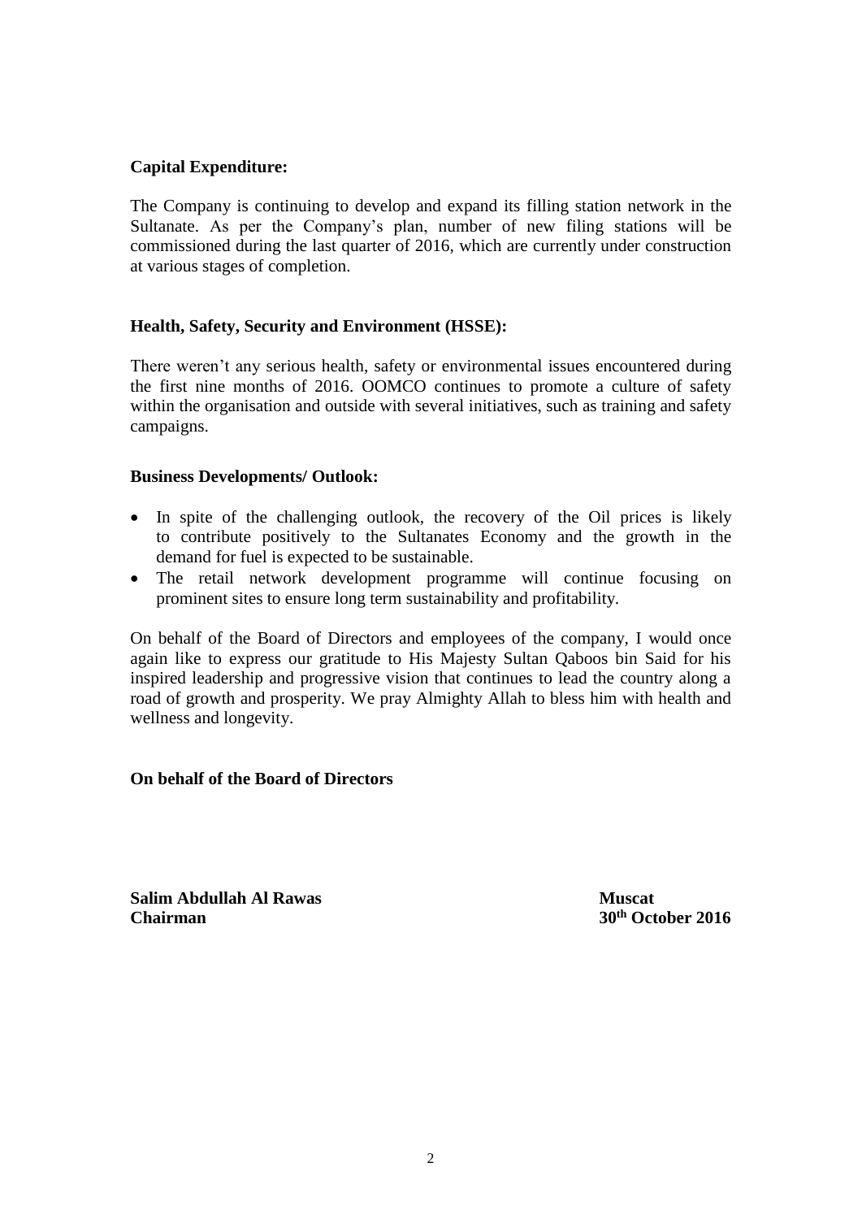**Capital Expenditure:**

The Company is continuing to develop and expand its filling station network in the Sultanate. As per the Company's plan, number of new filing stations will be commissioned during the last quarter of 2016, which are currently under construction at various stages of completion.

**Health, Safety, Security and Environment (HSSE):**

There weren't any serious health, safety or environmental issues encountered during the first nine months of 2016. OOMCO continues to promote a culture of safety within the organisation and outside with several initiatives, such as training and safety campaigns.

**Business Developments/ Outlook:**

- In spite of the challenging outlook, the recovery of the Oil prices is likely to contribute positively to the Sultanates Economy and the growth in the demand for fuel is expected to be sustainable.
- The retail network development programme will continue focusing on prominent sites to ensure long term sustainability and profitability.

On behalf of the Board of Directors and employees of the company, I would once again like to express our gratitude to His Majesty Sultan Qaboos bin Said for his inspired leadership and progressive vision that continues to lead the country along a road of growth and prosperity. We pray Almighty Allah to bless him with health and wellness and longevity.

**On behalf of the Board of Directors**

**Salim Abdullah Al Rawas**
**Chairman**

**Muscat**
**30th October 2016**